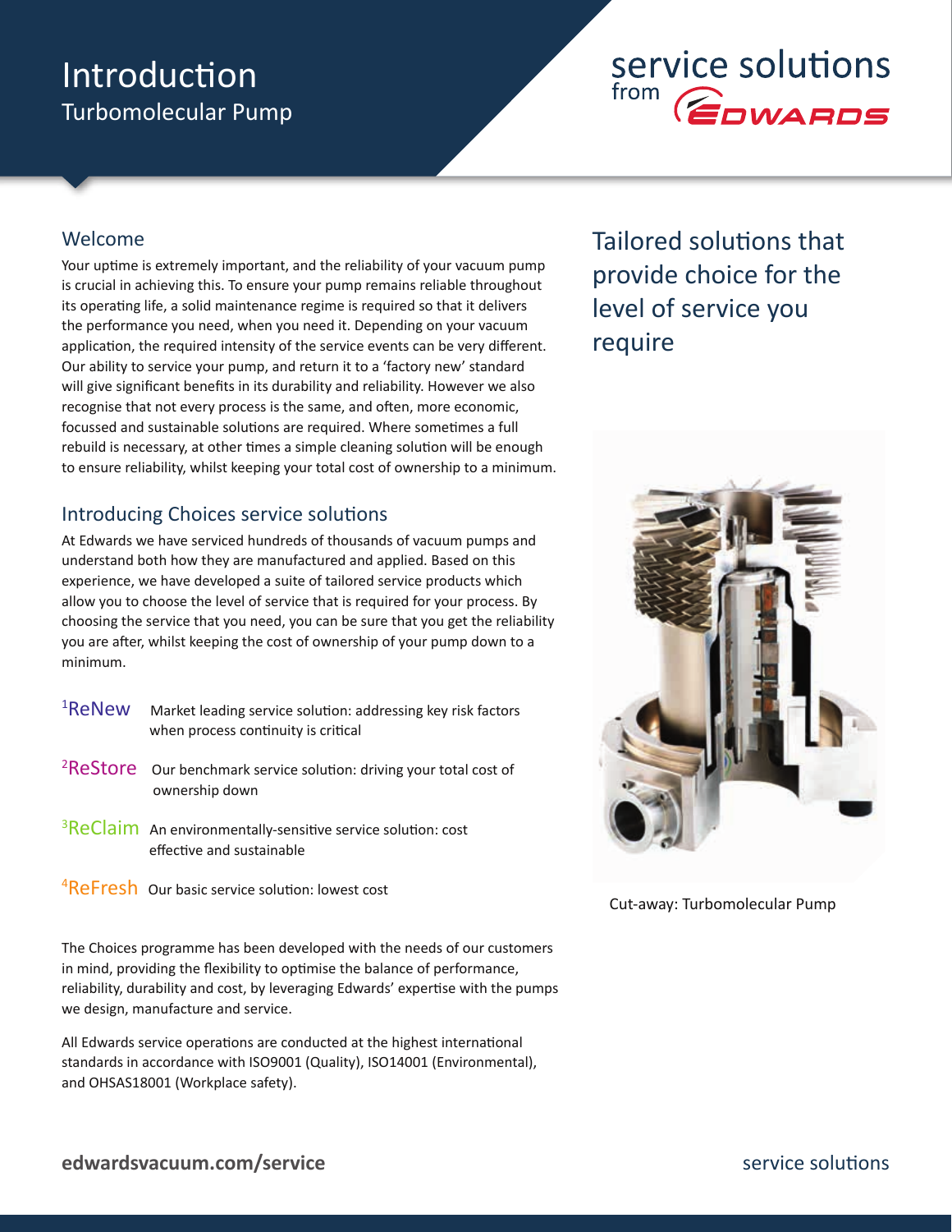# Introduction

## Turbomolecular Pump

service solutions from EDWARDS

### Welcome

Your uptime is extremely important, and the reliability of your vacuum pump is crucial in achieving this. To ensure your pump remains reliable throughout its operating life, a solid maintenance regime is required so that it delivers the performance you need, when you need it. Depending on your vacuum application, the required intensity of the service events can be very different. Our ability to service your pump, and return it to a 'factory new' standard will give significant benefits in its durability and reliability. However we also recognise that not every process is the same, and often, more economic, focussed and sustainable solutions are required. Where sometimes a full rebuild is necessary, at other times a simple cleaning solution will be enough to ensure reliability, whilst keeping your total cost of ownership to a minimum.

### Introducing Choices service solutions

At Edwards we have serviced hundreds of thousands of vacuum pumps and understand both how they are manufactured and applied. Based on this experience, we have developed a suite of tailored service products which allow you to choose the level of service that is required for your process. By choosing the service that you need, you can be sure that you get the reliability you are after, whilst keeping the cost of ownership of your pump down to a minimum.

- [1]ReNew — Market leading service solution: addressing key risk factors when process continuity is critical
- [2]ReStore — Our benchmark service solution: driving your total cost of ownership down
- [3]ReClaim — An environmentally-sensitive service solution: cost effective and sustainable
- [4]ReFresh — Our basic service solution: lowest cost

The Choices programme has been developed with the needs of our customers in mind, providing the flexibility to optimise the balance of performance, reliability, durability and cost, by leveraging Edwards' expertise with the pumps we design, manufacture and service.

All Edwards service operations are conducted at the highest international standards in accordance with ISO9001 (Quality), ISO14001 (Environmental), and OHSAS18001 (Workplace safety).

## Tailored solutions that provide choice for the level of service you require

Cut-away: Turbomolecular Pump

edwardsvacuum.com/service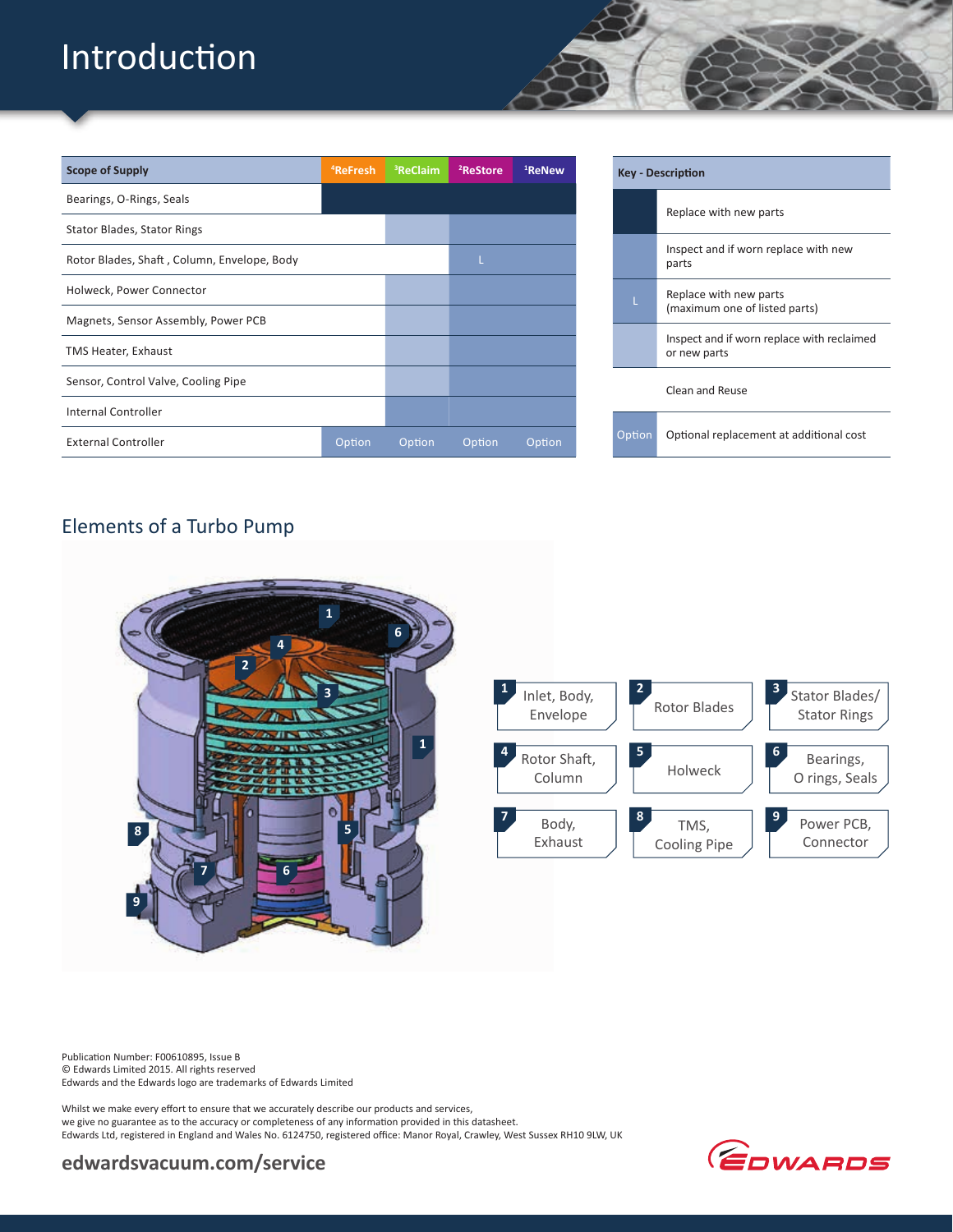# Introduction

| Scope of Supply | [4]ReFresh | [3]ReClaim | [2]ReStore | [1]ReNew |
|---|---|---|---|---|
| Bearings, O-Rings, Seals | | | | |
| Stator Blades, Stator Rings | | | | |
| Rotor Blades, Shaft , Column, Envelope, Body | | | L | |
| Holweck, Power Connector | | | | |
| Magnets, Sensor Assembly, Power PCB | | | | |
| TMS Heater, Exhaust | | | | |
| Sensor, Control Valve, Cooling Pipe | | | | |
| Internal Controller | | | | |
| External Controller | Option | Option | Option | Option |

| Key - Description | |
|---|---|
| | Replace with new parts |
| | Inspect and if worn replace with new parts |
| L | Replace with new parts (maximum one of listed parts) |
| | Inspect and if worn replace with reclaimed or new parts |
| | Clean and Reuse |
| Option | Optional replacement at additional cost |

## Elements of a Turbo Pump

1. Inlet, Body, Envelope
2. Rotor Blades
3. Stator Blades/ Stator Rings
4. Rotor Shaft, Column
5. Holweck
6. Bearings, O rings, Seals
7. Body, Exhaust
8. TMS, Cooling Pipe
9. Power PCB, Connector

Publication Number: F00610895, Issue B
© Edwards Limited 2015. All rights reserved
Edwards and the Edwards logo are trademarks of Edwards Limited

Whilst we make every effort to ensure that we accurately describe our products and services,
we give no guarantee as to the accuracy or completeness of any information provided in this datasheet.
Edwards Ltd, registered in England and Wales No. 6124750, registered office: Manor Royal, Crawley, West Sussex RH10 9LW, UK

**edwardsvacuum.com/service**

EDWARDS